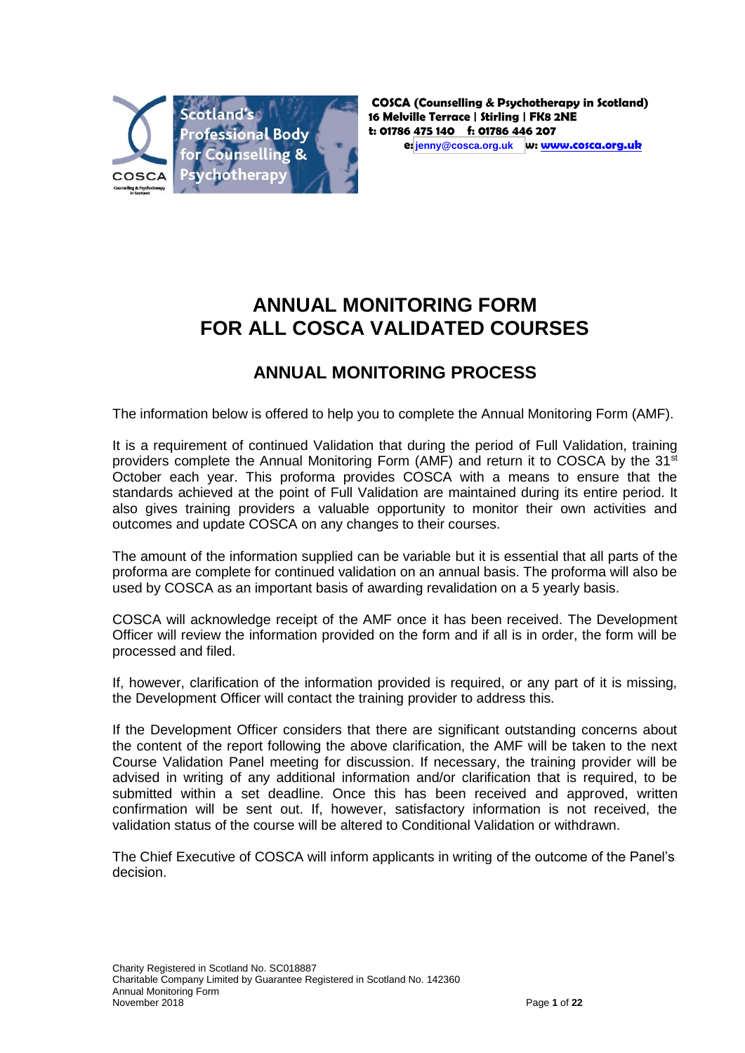**COSCA (Counselling & Psychotherapy in Scotland)**
**16 Melville Terrace | Stirling | FK8 2NE**
**t: 01786 475 140 f: 01786 446 207**
**e: jenny@cosca.org.uk w: www.cosca.org.uk**

Scotland's Professional Body for Counselling & Psychotherapy

# ANNUAL MONITORING FORM FOR ALL COSCA VALIDATED COURSES

## ANNUAL MONITORING PROCESS

The information below is offered to help you to complete the Annual Monitoring Form (AMF).

It is a requirement of continued Validation that during the period of Full Validation, training providers complete the Annual Monitoring Form (AMF) and return it to COSCA by the 31st October each year. This proforma provides COSCA with a means to ensure that the standards achieved at the point of Full Validation are maintained during its entire period. It also gives training providers a valuable opportunity to monitor their own activities and outcomes and update COSCA on any changes to their courses.

The amount of the information supplied can be variable but it is essential that all parts of the proforma are complete for continued validation on an annual basis. The proforma will also be used by COSCA as an important basis of awarding revalidation on a 5 yearly basis.

COSCA will acknowledge receipt of the AMF once it has been received. The Development Officer will review the information provided on the form and if all is in order, the form will be processed and filed.

If, however, clarification of the information provided is required, or any part of it is missing, the Development Officer will contact the training provider to address this.

If the Development Officer considers that there are significant outstanding concerns about the content of the report following the above clarification, the AMF will be taken to the next Course Validation Panel meeting for discussion. If necessary, the training provider will be advised in writing of any additional information and/or clarification that is required, to be submitted within a set deadline. Once this has been received and approved, written confirmation will be sent out. If, however, satisfactory information is not received, the validation status of the course will be altered to Conditional Validation or withdrawn.

The Chief Executive of COSCA will inform applicants in writing of the outcome of the Panel's decision.

Charity Registered in Scotland No. SC018887
Charitable Company Limited by Guarantee Registered in Scotland No. 142360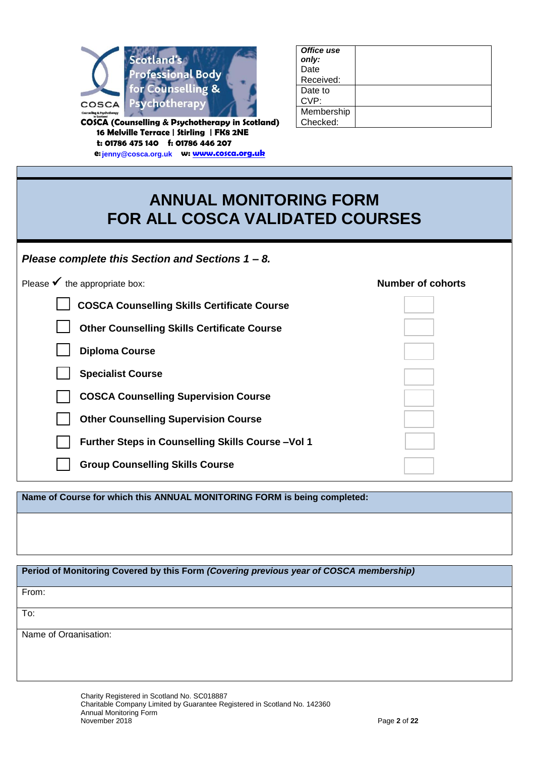COSCA (Counselling & Psychotherapy in Scotland)
16 Melville Terrace | Stirling | FK8 2NE
t: 01786 475 140 f: 01786 446 207
e: jenny@cosca.org.uk w: www.cosca.org.uk

| *Office use only:* Date Received: | |
|---|---|
| Date to CVP: | |
| Membership Checked: | |

# ANNUAL MONITORING FORM FOR ALL COSCA VALIDATED COURSES

***Please complete this Section and Sections 1 – 8.***

Please ✓ the appropriate box:

| | Course | Number of cohorts |
|---|---|---|
| ☐ | **COSCA Counselling Skills Certificate Course** | |
| ☐ | **Other Counselling Skills Certificate Course** | |
| ☐ | **Diploma Course** | |
| ☐ | **Specialist Course** | |
| ☐ | **COSCA Counselling Supervision Course** | |
| ☐ | **Other Counselling Supervision Course** | |
| ☐ | **Further Steps in Counselling Skills Course –Vol 1** | |
| ☐ | **Group Counselling Skills Course** | |

**Name of Course for which this ANNUAL MONITORING FORM is being completed:**

**Period of Monitoring Covered by this Form** ***(Covering previous year of COSCA membership)***

From:

To:

Name of Organisation:

Charity Registered in Scotland No. SC018887
Charitable Company Limited by Guarantee Registered in Scotland No. 142360
Annual Monitoring Form
November 2018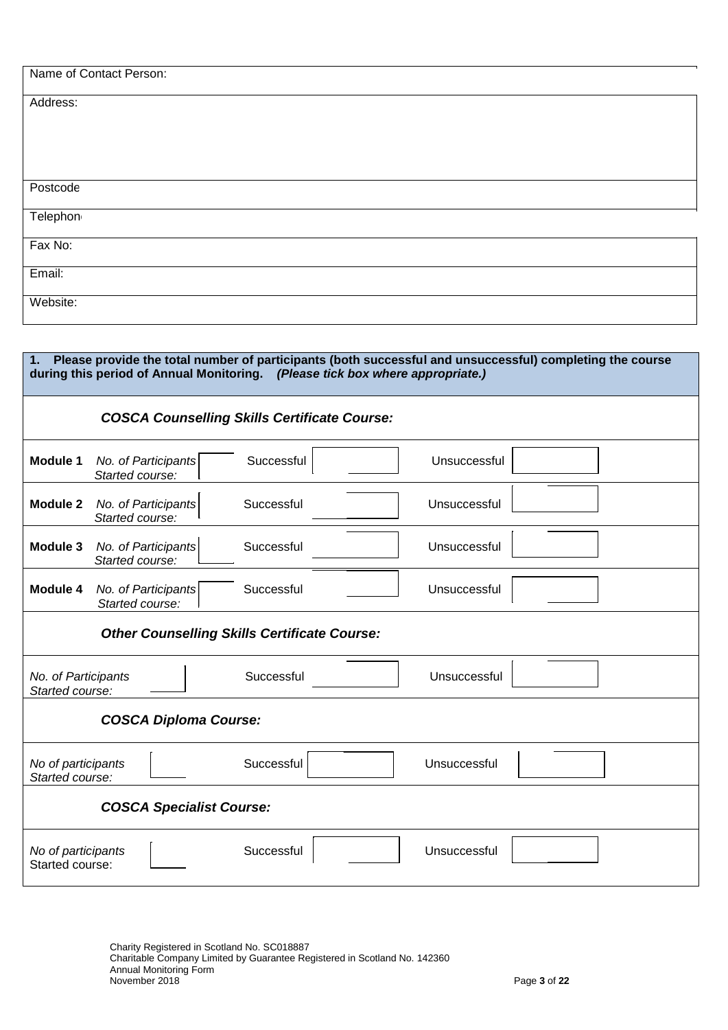| Name of Contact Person: |
|---|
| Address: |
| Postcode |
| Telephone |
| Fax No: |
| Email: |
| Website: |

**1. Please provide the total number of participants (both successful and unsuccessful) completing the course during this period of Annual Monitoring.** ***(Please tick box where appropriate.)***

***COSCA Counselling Skills Certificate Course:***

| | | | | | | |
|---|---|---|---|---|---|---|
| **Module 1** | *No. of Participants Started course:* | | Successful | | Unsuccessful | |
| **Module 2** | *No. of Participants Started course:* | | Successful | | Unsuccessful | |
| **Module 3** | *No. of Participants Started course:* | | Successful | | Unsuccessful | |
| **Module 4** | *No. of Participants Started course:* | | Successful | | Unsuccessful | |

***Other Counselling Skills Certificate Course:***

| | | | | | |
|---|---|---|---|---|---|
| *No. of Participants Started course:* | | Successful | | Unsuccessful | |

***COSCA Diploma Course:***

| | | | | | |
|---|---|---|---|---|---|
| *No of participants Started course:* | | Successful | | Unsuccessful | |

***COSCA Specialist Course:***

| | | | | | |
|---|---|---|---|---|---|
| *No of participants* Started course: | | Successful | | Unsuccessful | |

Charity Registered in Scotland No. SC018887
Charitable Company Limited by Guarantee Registered in Scotland No. 142360
Annual Monitoring Form
November 2018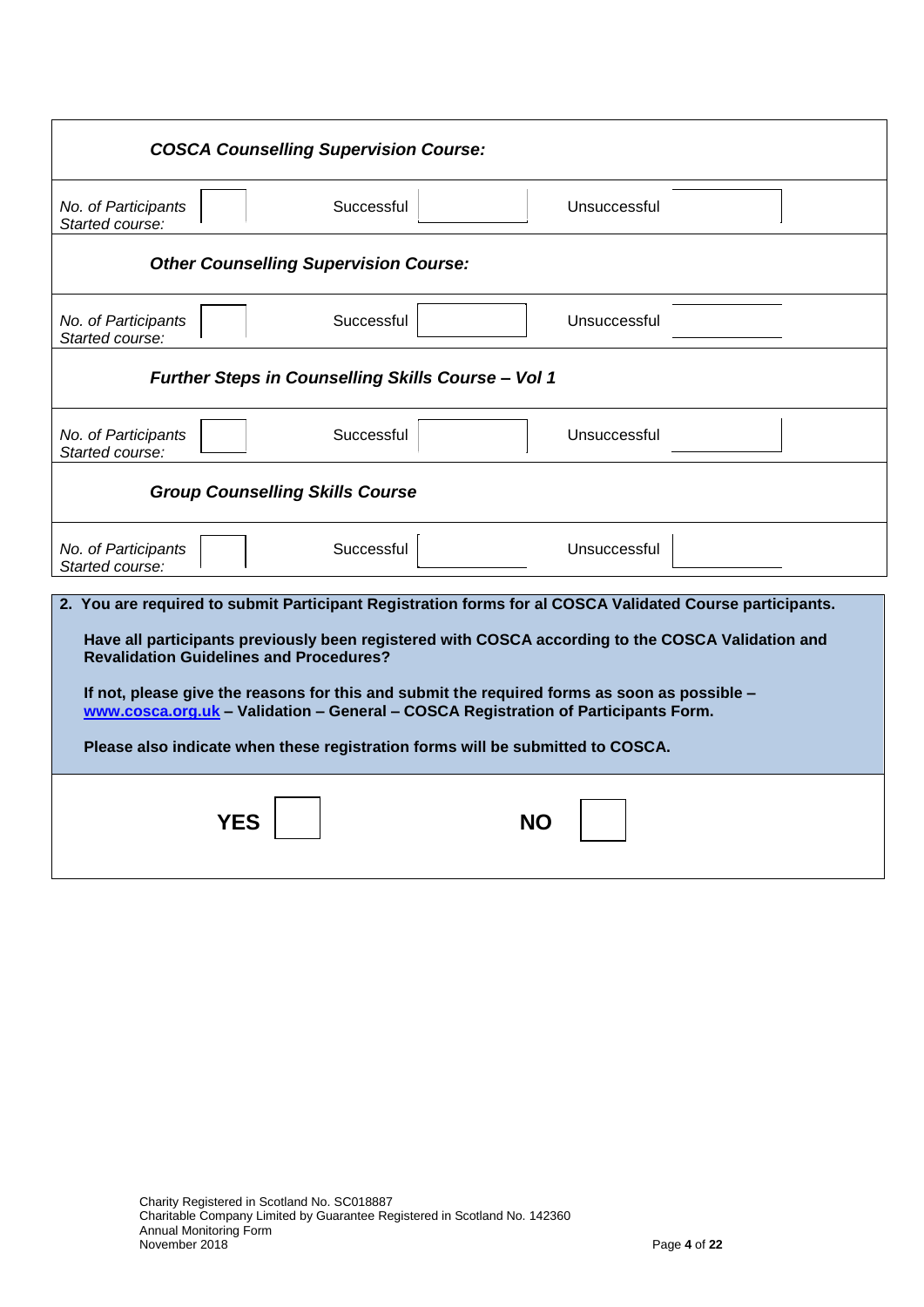| ***COSCA Counselling Supervision Course:*** | | | | | |
|---|---|---|---|---|---|
| *No. of Participants Started course:* | | Successful | | Unsuccessful | |
| ***Other Counselling Supervision Course:*** | | | | | |
| *No. of Participants Started course:* | | Successful | | Unsuccessful | |
| ***Further Steps in Counselling Skills Course – Vol 1*** | | | | | |
| *No. of Participants Started course:* | | Successful | | Unsuccessful | |
| ***Group Counselling Skills Course*** | | | | | |
| *No. of Participants Started course:* | | Successful | | Unsuccessful | |

**2. You are required to submit Participant Registration forms for al COSCA Validated Course participants.**

**Have all participants previously been registered with COSCA according to the COSCA Validation and Revalidation Guidelines and Procedures?**

**If not, please give the reasons for this and submit the required forms as soon as possible – [www.cosca.org.uk](http://www.cosca.org.uk) – Validation – General – COSCA Registration of Participants Form.**

**Please also indicate when these registration forms will be submitted to COSCA.**

**YES** ☐ **NO** ☐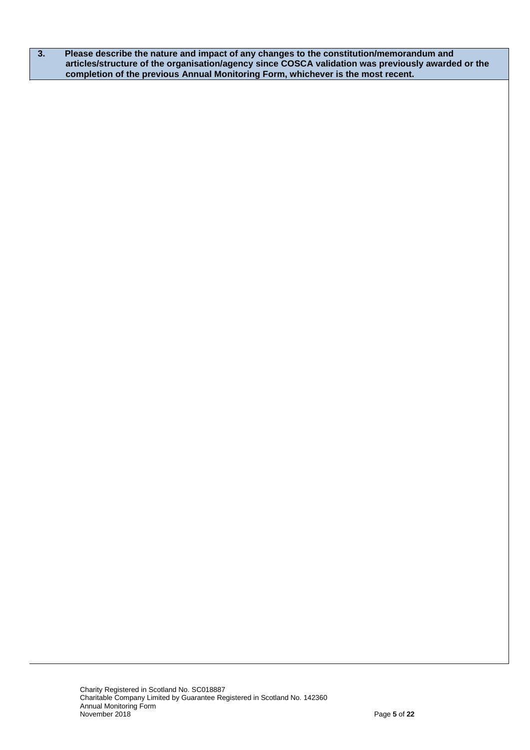| 3. | Please describe the nature and impact of any changes to the constitution/memorandum and articles/structure of the organisation/agency since COSCA validation was previously awarded or the completion of the previous Annual Monitoring Form, whichever is the most recent. |
|---|---|
| | |

Charity Registered in Scotland No. SC018887
Charitable Company Limited by Guarantee Registered in Scotland No. 142360
Annual Monitoring Form
November 2018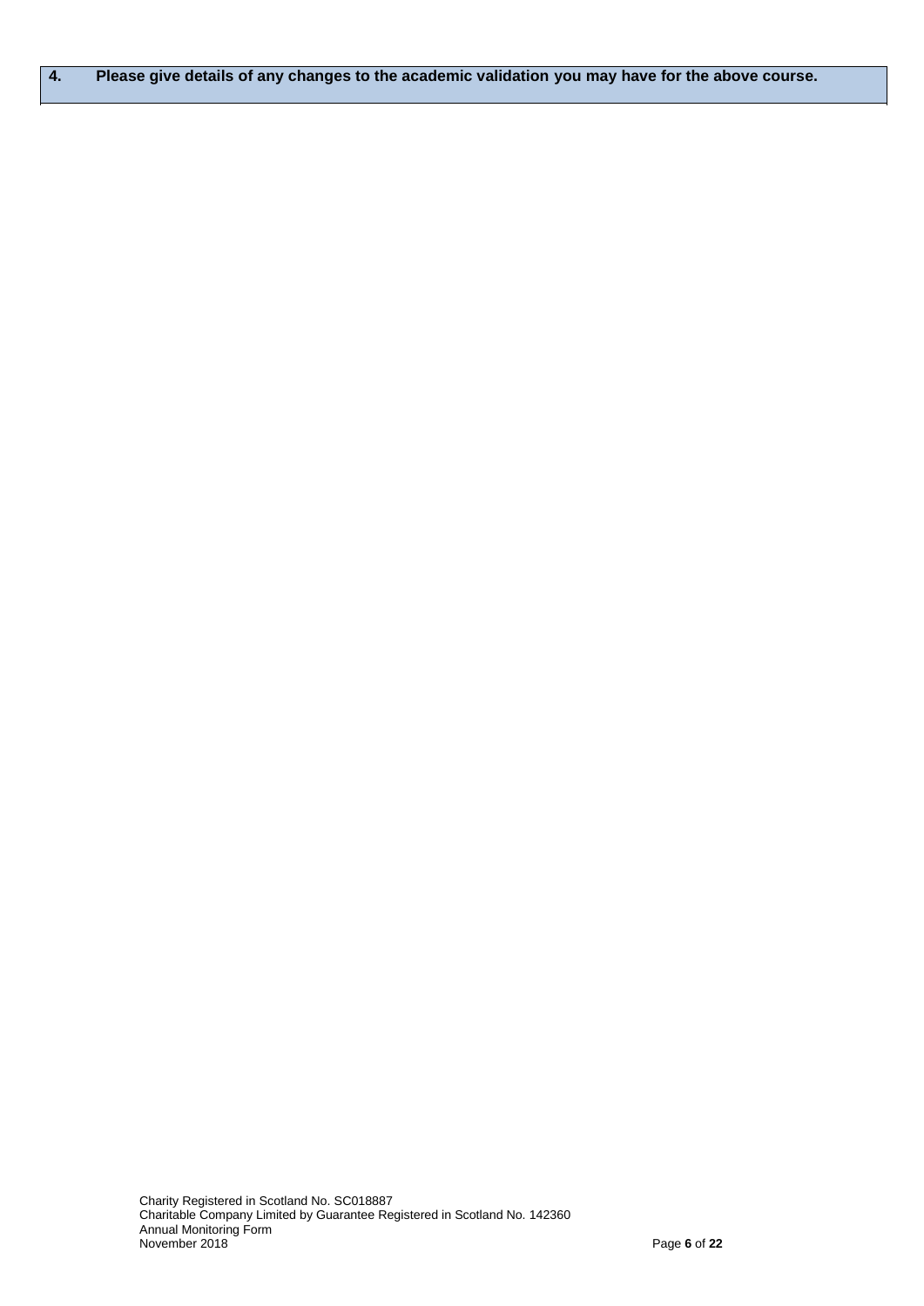| 4. | Please give details of any changes to the academic validation you may have for the above course. |
|---|---|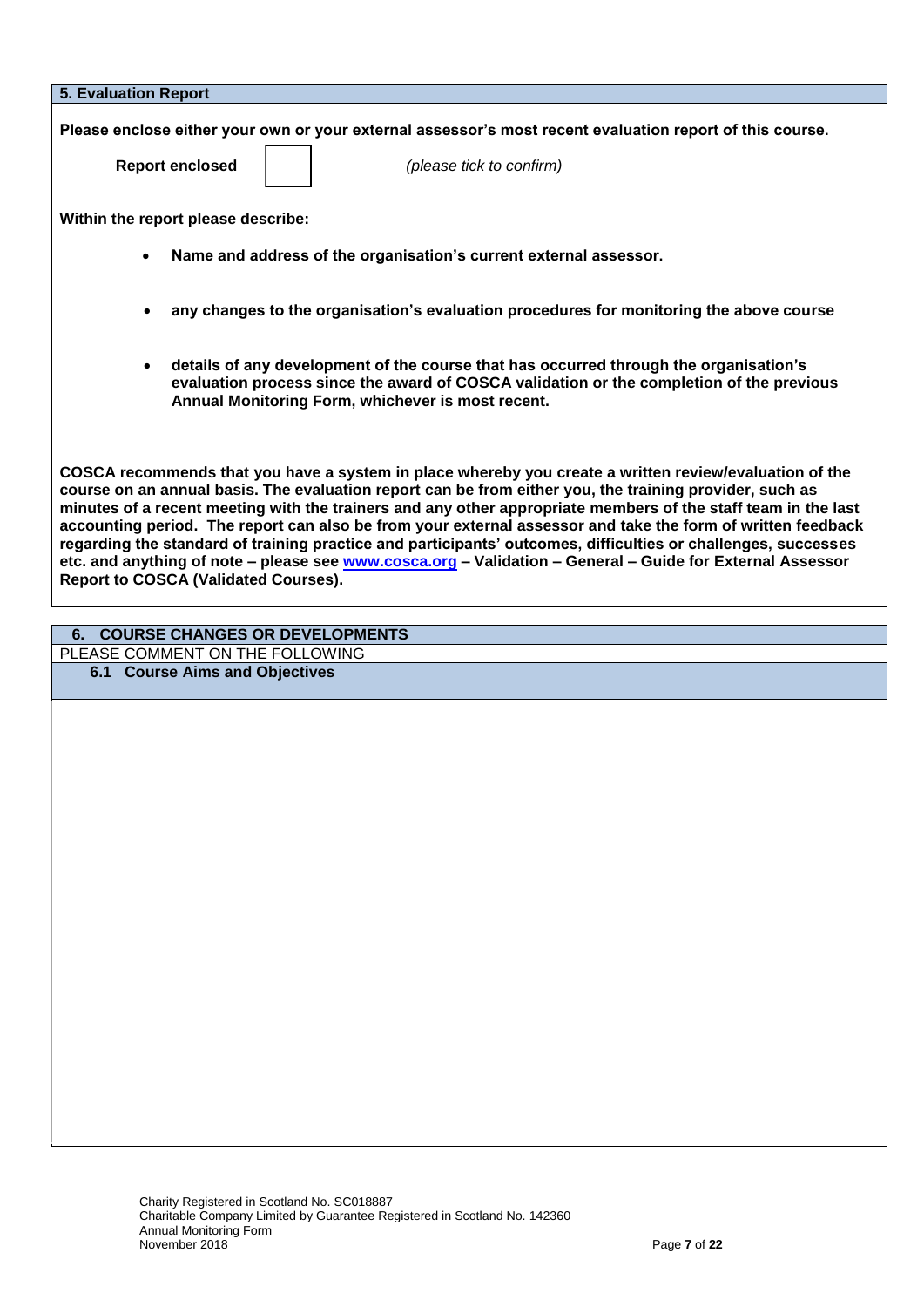## 5. Evaluation Report

**Please enclose either your own or your external assessor's most recent evaluation report of this course.**

**Report enclosed** ☐ *(please tick to confirm)*

**Within the report please describe:**

- **Name and address of the organisation's current external assessor.**
- **any changes to the organisation's evaluation procedures for monitoring the above course**
- **details of any development of the course that has occurred through the organisation's evaluation process since the award of COSCA validation or the completion of the previous Annual Monitoring Form, whichever is most recent.**

**COSCA recommends that you have a system in place whereby you create a written review/evaluation of the course on an annual basis. The evaluation report can be from either you, the training provider, such as minutes of a recent meeting with the trainers and any other appropriate members of the staff team in the last accounting period. The report can also be from your external assessor and take the form of written feedback regarding the standard of training practice and participants' outcomes, difficulties or challenges, successes etc. and anything of note – please see [www.cosca.org](http://www.cosca.org) – Validation – General – Guide for External Assessor Report to COSCA (Validated Courses).**

## 6. COURSE CHANGES OR DEVELOPMENTS

PLEASE COMMENT ON THE FOLLOWING

### 6.1 Course Aims and Objectives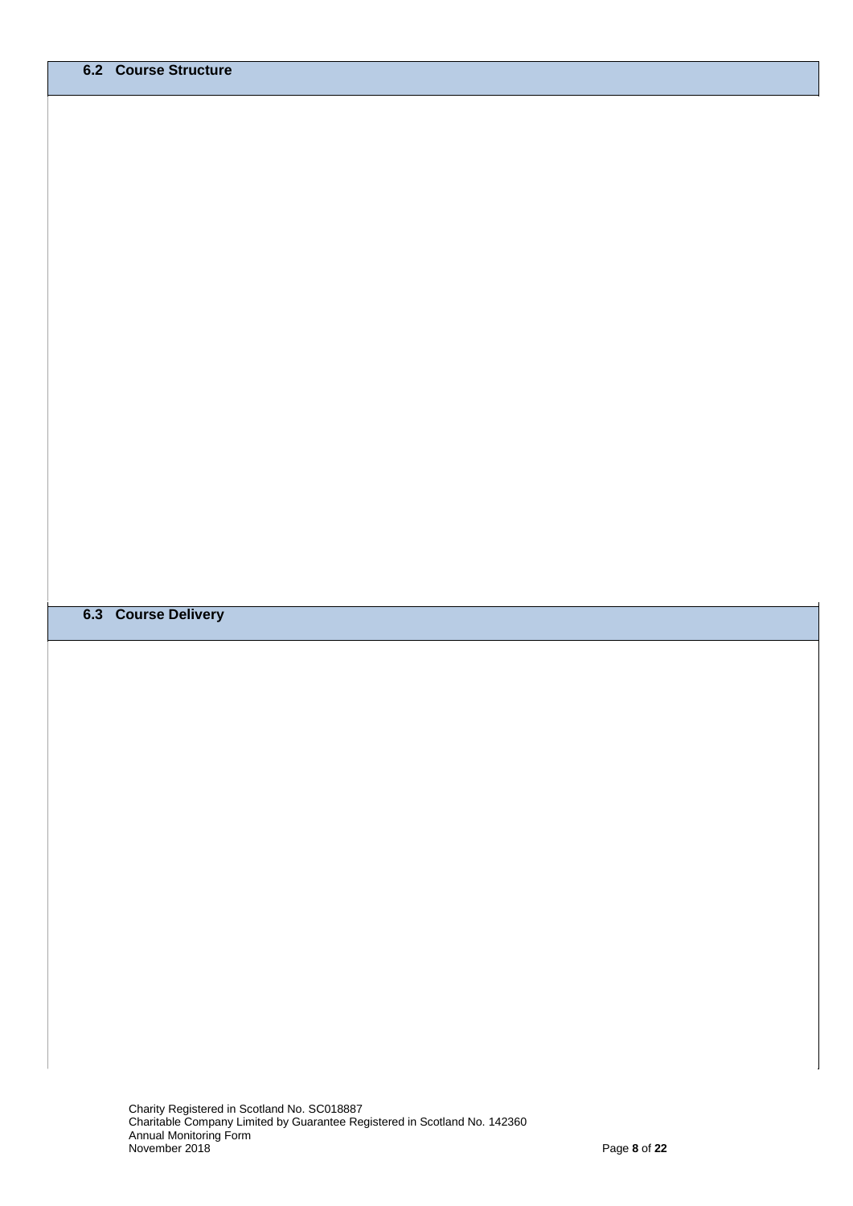### 6.2 Course Structure

### 6.3 Course Delivery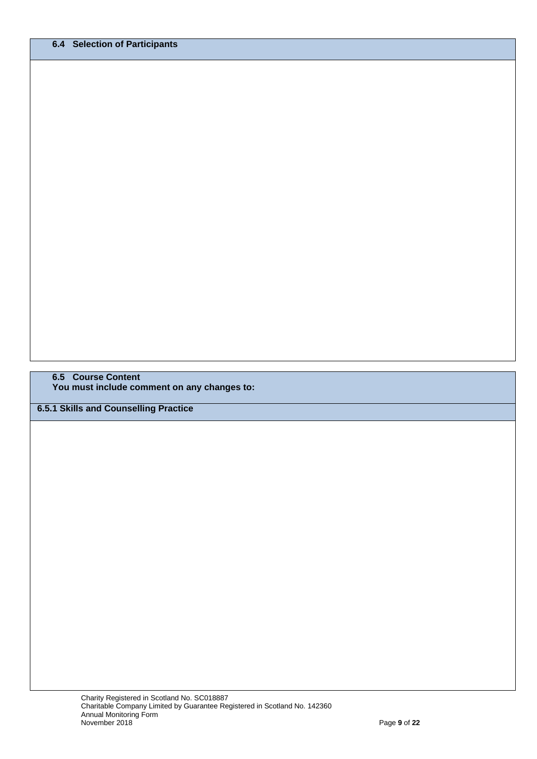### 6.4 Selection of Participants

### 6.5 Course Content

**You must include comment on any changes to:**

#### 6.5.1 Skills and Counselling Practice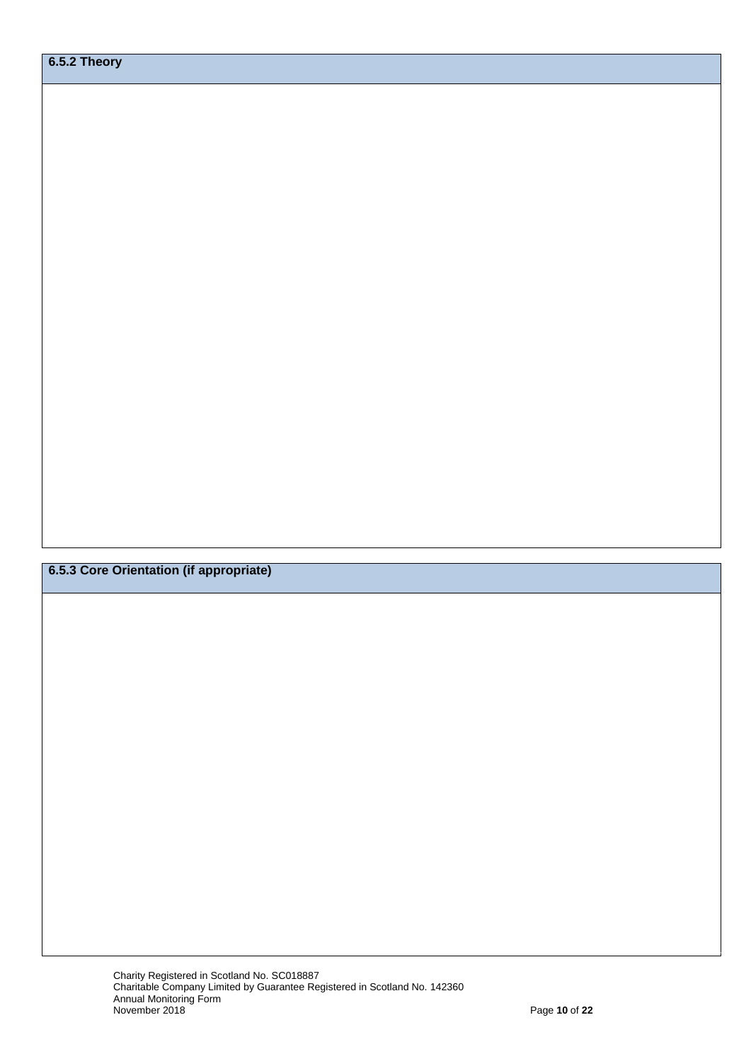### 6.5.2 Theory

### 6.5.3 Core Orientation (if appropriate)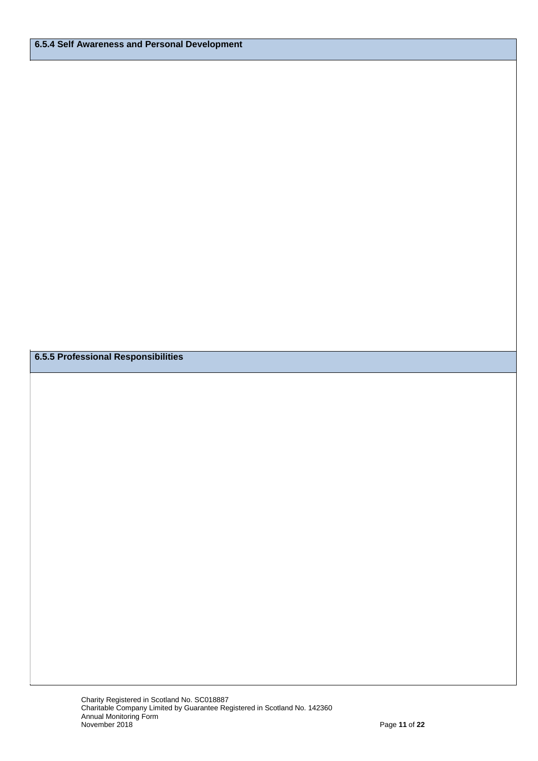### 6.5.4 Self Awareness and Personal Development

### 6.5.5 Professional Responsibilities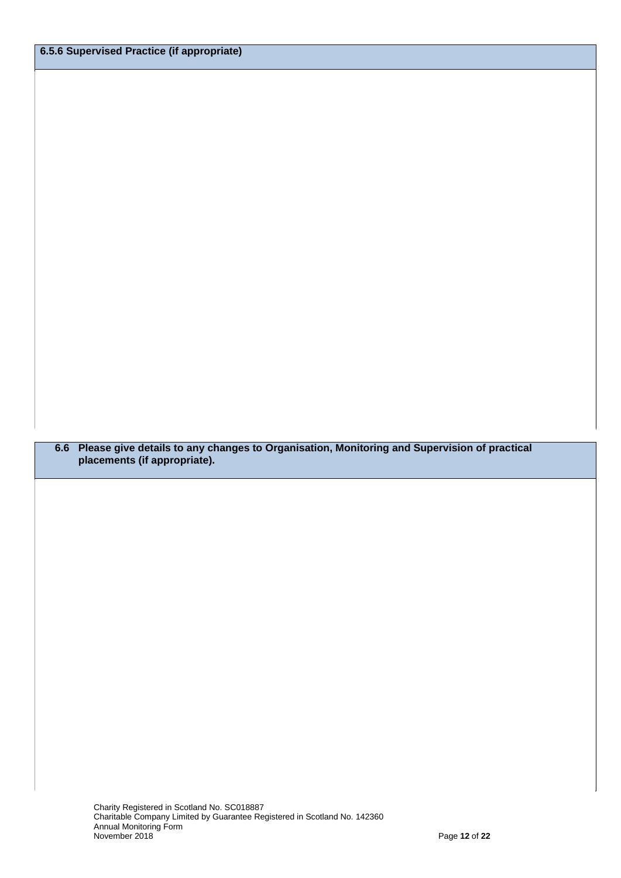**6.5.6 Supervised Practice (if appropriate)**

**6.6 Please give details to any changes to Organisation, Monitoring and Supervision of practical placements (if appropriate).**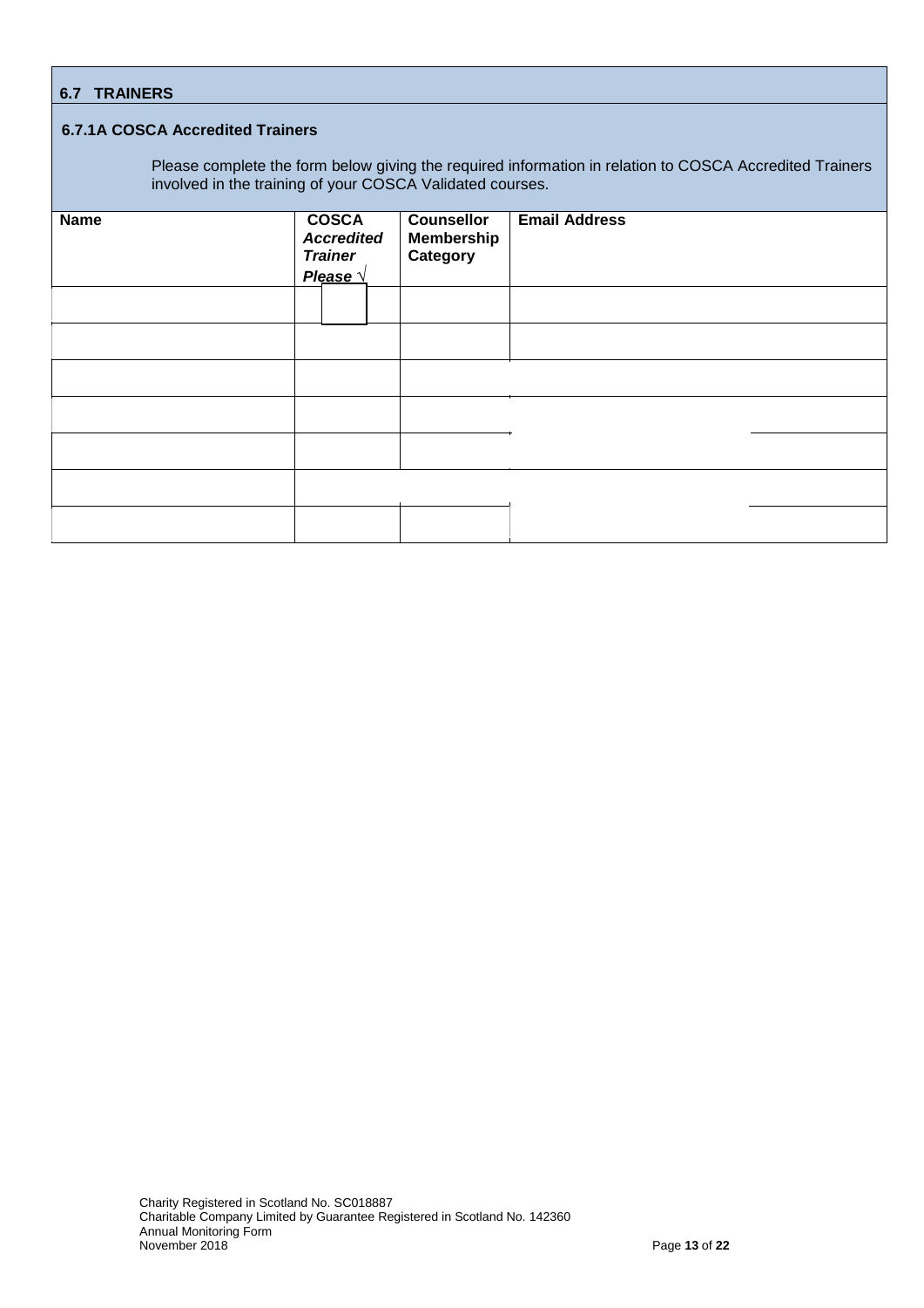## 6.7 TRAINERS

### 6.7.1A COSCA Accredited Trainers

Please complete the form below giving the required information in relation to COSCA Accredited Trainers involved in the training of your COSCA Validated courses.

| Name | COSCA *Accredited Trainer Please* √ | Counsellor Membership Category | Email Address |
|---|---|---|---|
| | | | |
| | | | |
| | | | |
| | | | |
| | | | |
| | | | |
| | | | |

Charity Registered in Scotland No. SC018887
Charitable Company Limited by Guarantee Registered in Scotland No. 142360
Annual Monitoring Form
November 2018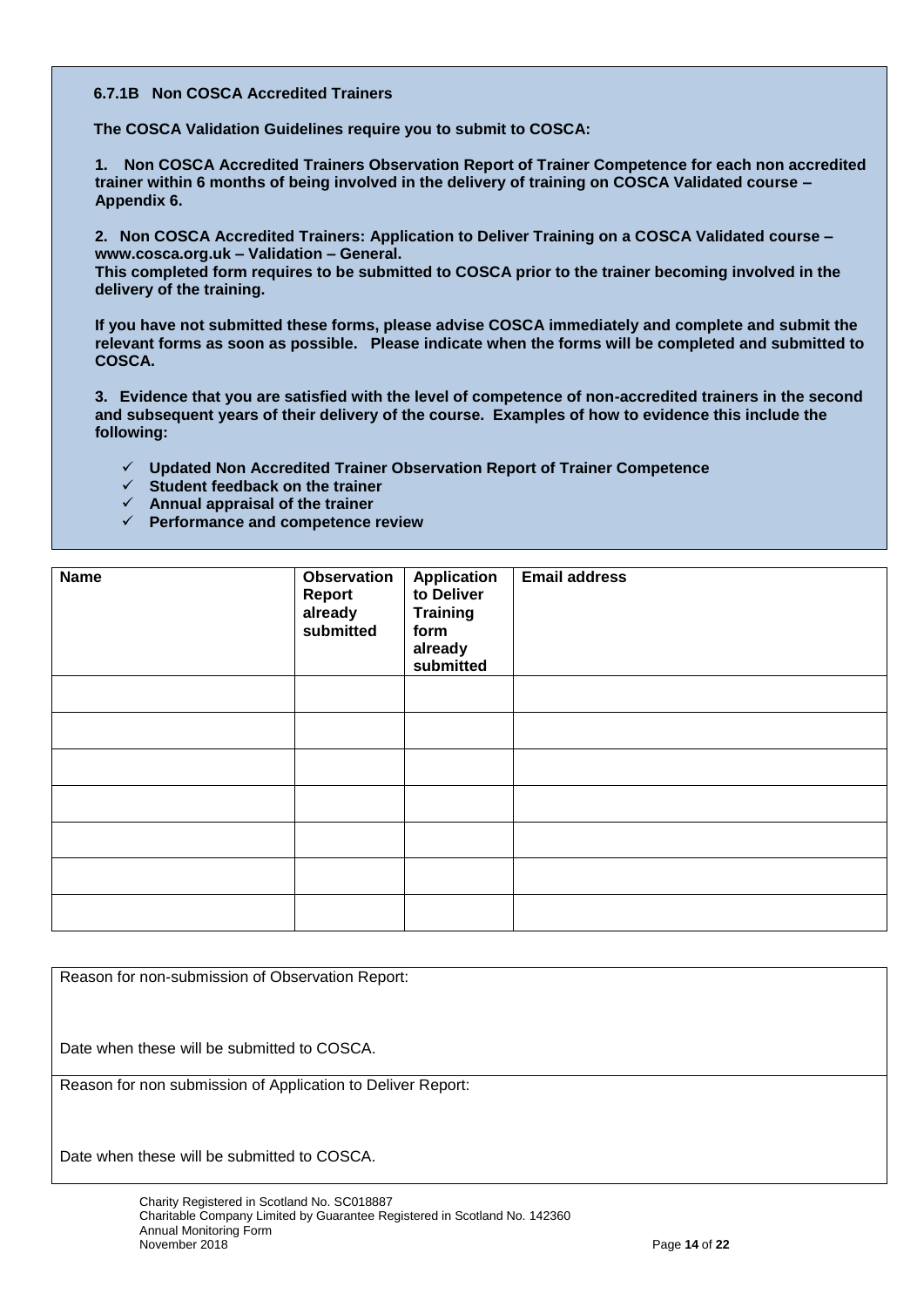### 6.7.1B Non COSCA Accredited Trainers

**The COSCA Validation Guidelines require you to submit to COSCA:**

**1. Non COSCA Accredited Trainers Observation Report of Trainer Competence for each non accredited trainer within 6 months of being involved in the delivery of training on COSCA Validated course – Appendix 6.**

**2. Non COSCA Accredited Trainers: Application to Deliver Training on a COSCA Validated course – www.cosca.org.uk – Validation – General.**
**This completed form requires to be submitted to COSCA prior to the trainer becoming involved in the delivery of the training.**

**If you have not submitted these forms, please advise COSCA immediately and complete and submit the relevant forms as soon as possible. Please indicate when the forms will be completed and submitted to COSCA.**

**3. Evidence that you are satisfied with the level of competence of non-accredited trainers in the second and subsequent years of their delivery of the course. Examples of how to evidence this include the following:**

- ✓ **Updated Non Accredited Trainer Observation Report of Trainer Competence**
- ✓ **Student feedback on the trainer**
- ✓ **Annual appraisal of the trainer**
- ✓ **Performance and competence review**

| Name | Observation Report already submitted | Application to Deliver Training form already submitted | Email address |
|---|---|---|---|
| | | | |
| | | | |
| | | | |
| | | | |
| | | | |
| | | | |
| | | | |

Reason for non-submission of Observation Report:

Date when these will be submitted to COSCA.

Reason for non submission of Application to Deliver Report:

Date when these will be submitted to COSCA.

Charity Registered in Scotland No. SC018887
Charitable Company Limited by Guarantee Registered in Scotland No. 142360
Annual Monitoring Form
November 2018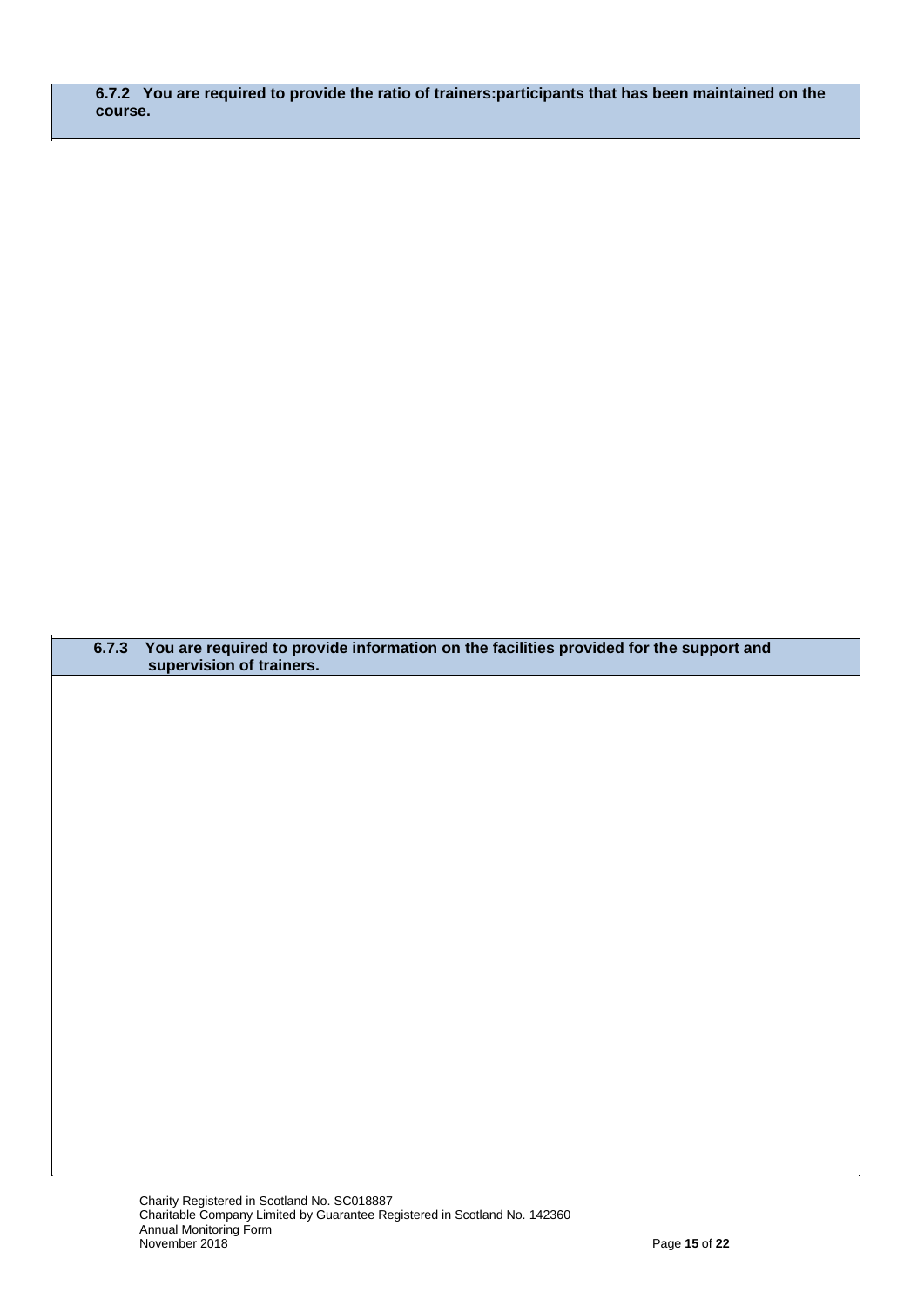**6.7.2 You are required to provide the ratio of trainers:participants that has been maintained on the course.**

**6.7.3 You are required to provide information on the facilities provided for the support and supervision of trainers.**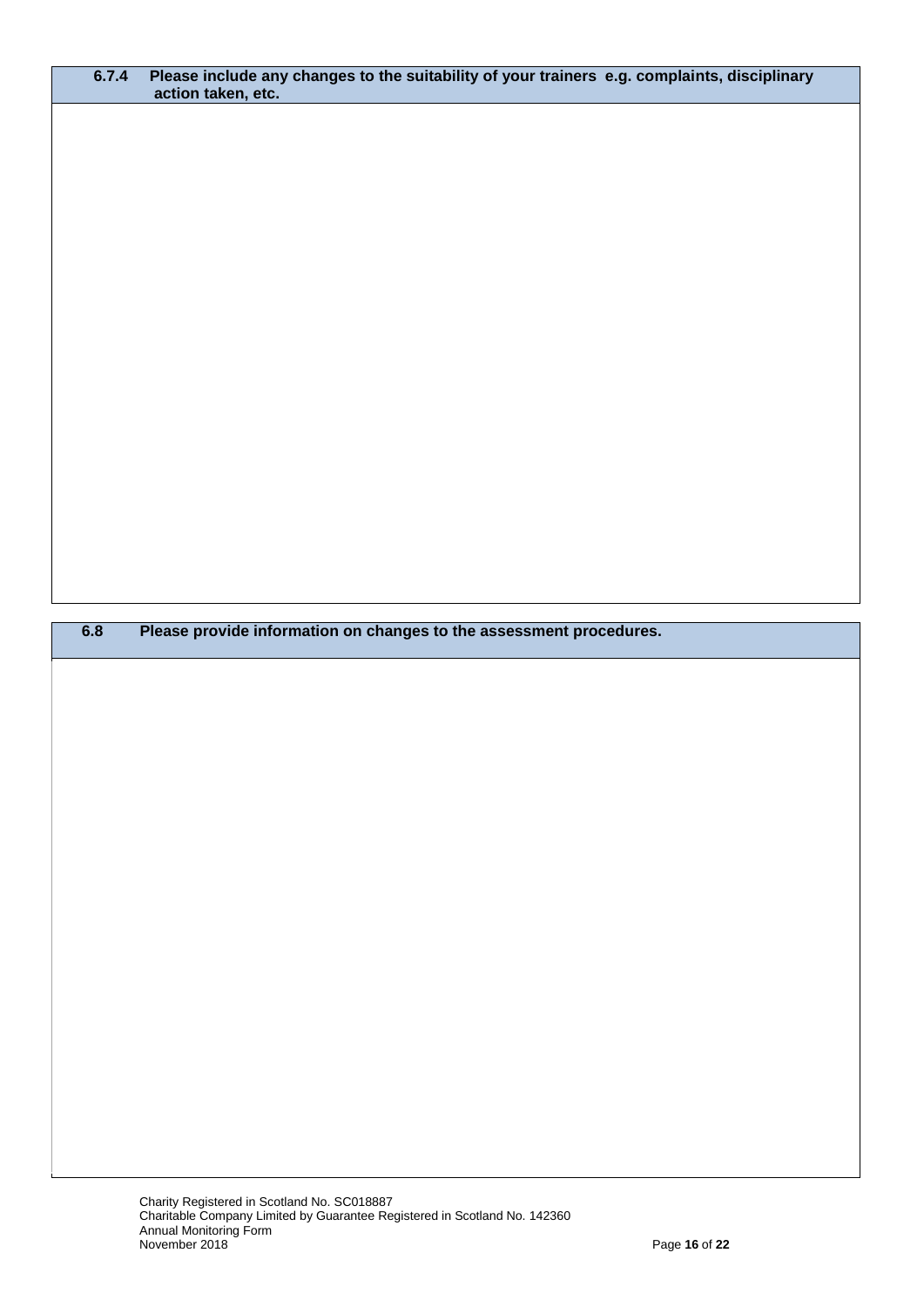| 6.7.4 Please include any changes to the suitability of your trainers e.g. complaints, disciplinary action taken, etc. |
| --- |
| |

| 6.8 Please provide information on changes to the assessment procedures. |
| --- |
| |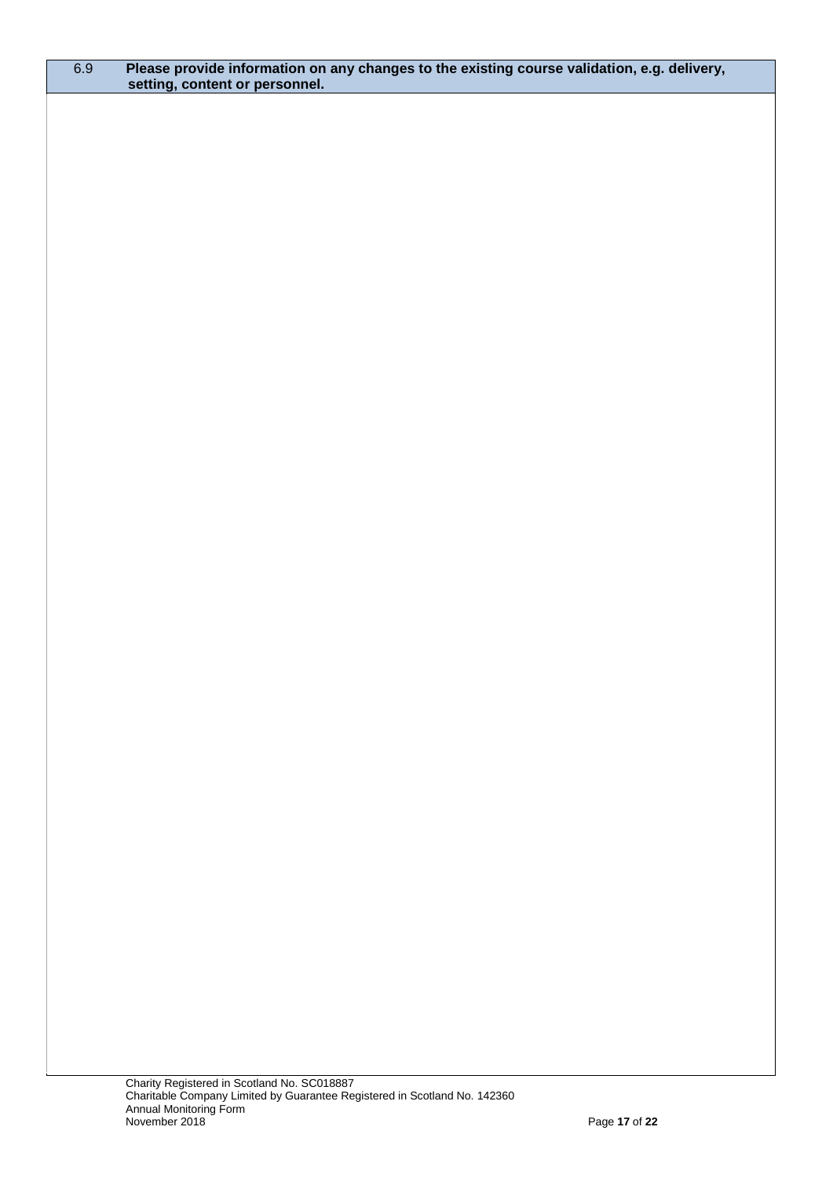| 6.9 | **Please provide information on any changes to the existing course validation, e.g. delivery, setting, content or personnel.** |
| --- | --- |
| | |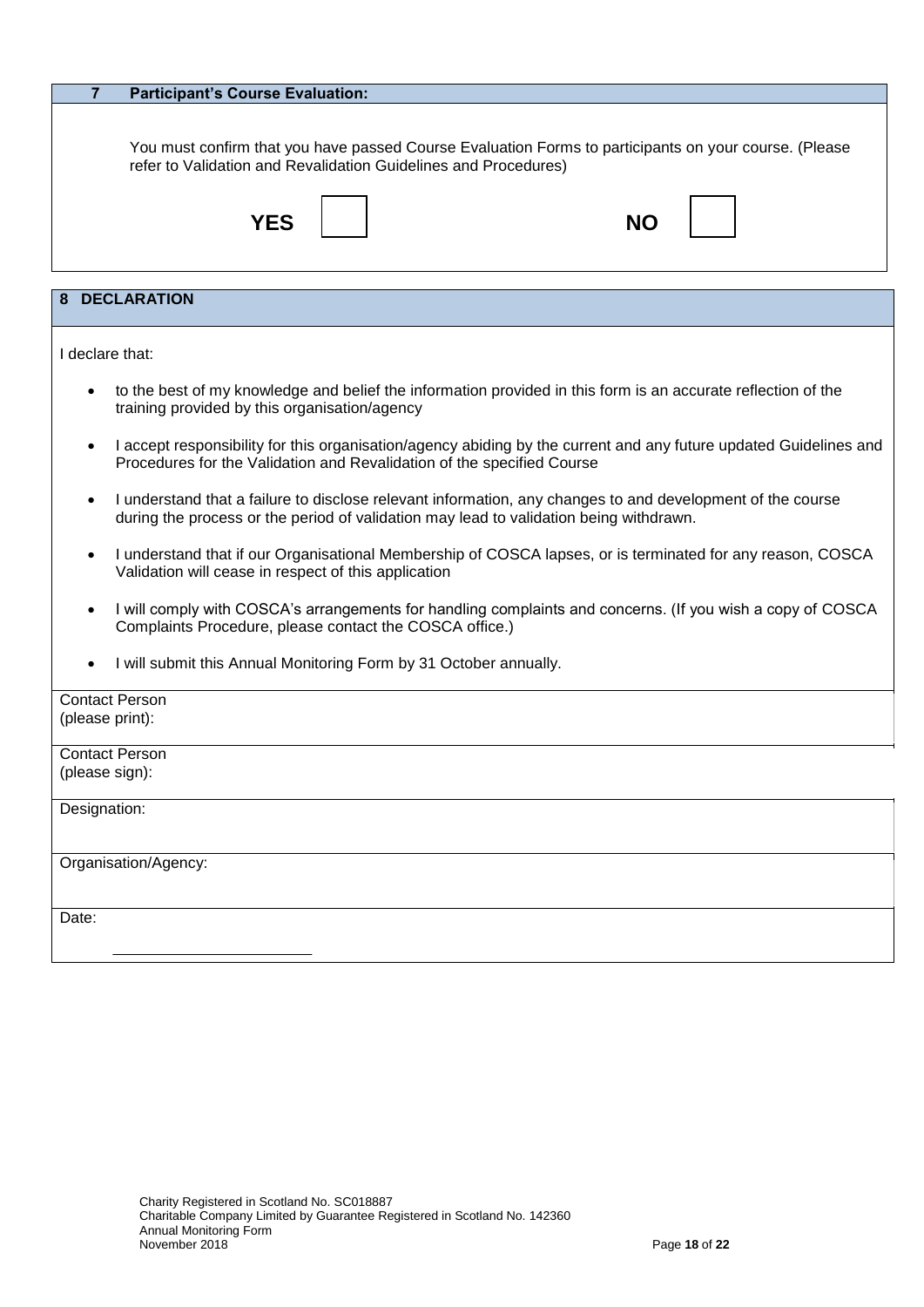## 7 Participant's Course Evaluation:

You must confirm that you have passed Course Evaluation Forms to participants on your course. (Please refer to Validation and Revalidation Guidelines and Procedures)

**YES** ☐ **NO** ☐

## 8 DECLARATION

I declare that:

- to the best of my knowledge and belief the information provided in this form is an accurate reflection of the training provided by this organisation/agency
- I accept responsibility for this organisation/agency abiding by the current and any future updated Guidelines and Procedures for the Validation and Revalidation of the specified Course
- I understand that a failure to disclose relevant information, any changes to and development of the course during the process or the period of validation may lead to validation being withdrawn.
- I understand that if our Organisational Membership of COSCA lapses, or is terminated for any reason, COSCA Validation will cease in respect of this application
- I will comply with COSCA's arrangements for handling complaints and concerns. (If you wish a copy of COSCA Complaints Procedure, please contact the COSCA office.)
- I will submit this Annual Monitoring Form by 31 October annually.

| | |
|---|---|
| Contact Person (please print): | |
| Contact Person (please sign): | |
| Designation: | |
| Organisation/Agency: | |
| Date: | |

Charity Registered in Scotland No. SC018887
Charitable Company Limited by Guarantee Registered in Scotland No. 142360
Annual Monitoring Form
November 2018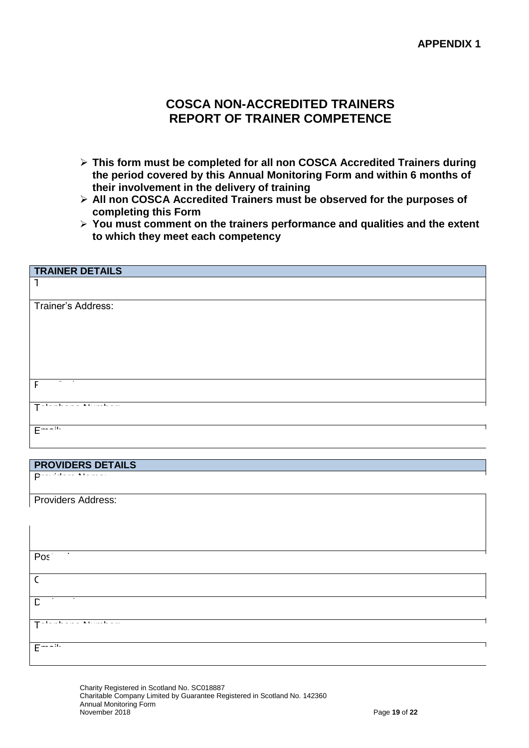**APPENDIX 1**

# COSCA NON-ACCREDITED TRAINERS
# REPORT OF TRAINER COMPETENCE

- **This form must be completed for all non COSCA Accredited Trainers during the period covered by this Annual Monitoring Form and within 6 months of their involvement in the delivery of training**
- **All non COSCA Accredited Trainers must be observed for the purposes of completing this Form**
- **You must comment on the trainers performance and qualities and the extent to which they meet each competency**

| **TRAINER DETAILS** |
|---|
| T |
| Trainer's Address: |
| F |
| Telephone Number: |
| Email: |

| **PROVIDERS DETAILS** |
|---|
| Providers Name: |
| Providers Address: |
| Pos |
| C |
| D |
| Telephone Number: |
| Email: |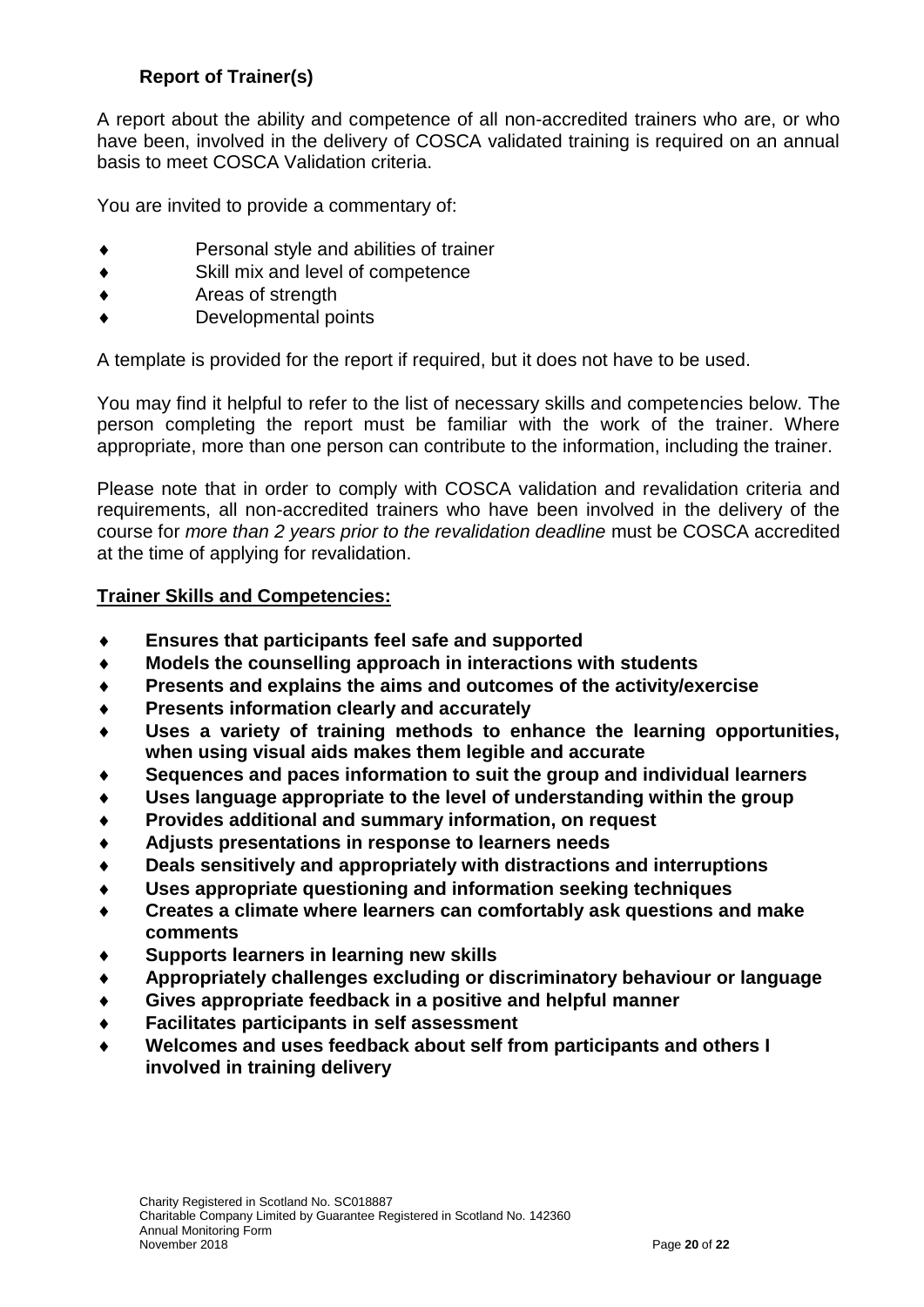### Report of Trainer(s)

A report about the ability and competence of all non-accredited trainers who are, or who have been, involved in the delivery of COSCA validated training is required on an annual basis to meet COSCA Validation criteria.

You are invited to provide a commentary of:

- Personal style and abilities of trainer
- Skill mix and level of competence
- Areas of strength
- Developmental points

A template is provided for the report if required, but it does not have to be used.

You may find it helpful to refer to the list of necessary skills and competencies below. The person completing the report must be familiar with the work of the trainer. Where appropriate, more than one person can contribute to the information, including the trainer.

Please note that in order to comply with COSCA validation and revalidation criteria and requirements, all non-accredited trainers who have been involved in the delivery of the course for *more than 2 years prior to the revalidation deadline* must be COSCA accredited at the time of applying for revalidation.

**Trainer Skills and Competencies:**

- **Ensures that participants feel safe and supported**
- **Models the counselling approach in interactions with students**
- **Presents and explains the aims and outcomes of the activity/exercise**
- **Presents information clearly and accurately**
- **Uses a variety of training methods to enhance the learning opportunities, when using visual aids makes them legible and accurate**
- **Sequences and paces information to suit the group and individual learners**
- **Uses language appropriate to the level of understanding within the group**
- **Provides additional and summary information, on request**
- **Adjusts presentations in response to learners needs**
- **Deals sensitively and appropriately with distractions and interruptions**
- **Uses appropriate questioning and information seeking techniques**
- **Creates a climate where learners can comfortably ask questions and make comments**
- **Supports learners in learning new skills**
- **Appropriately challenges excluding or discriminatory behaviour or language**
- **Gives appropriate feedback in a positive and helpful manner**
- **Facilitates participants in self assessment**
- **Welcomes and uses feedback about self from participants and others I involved in training delivery**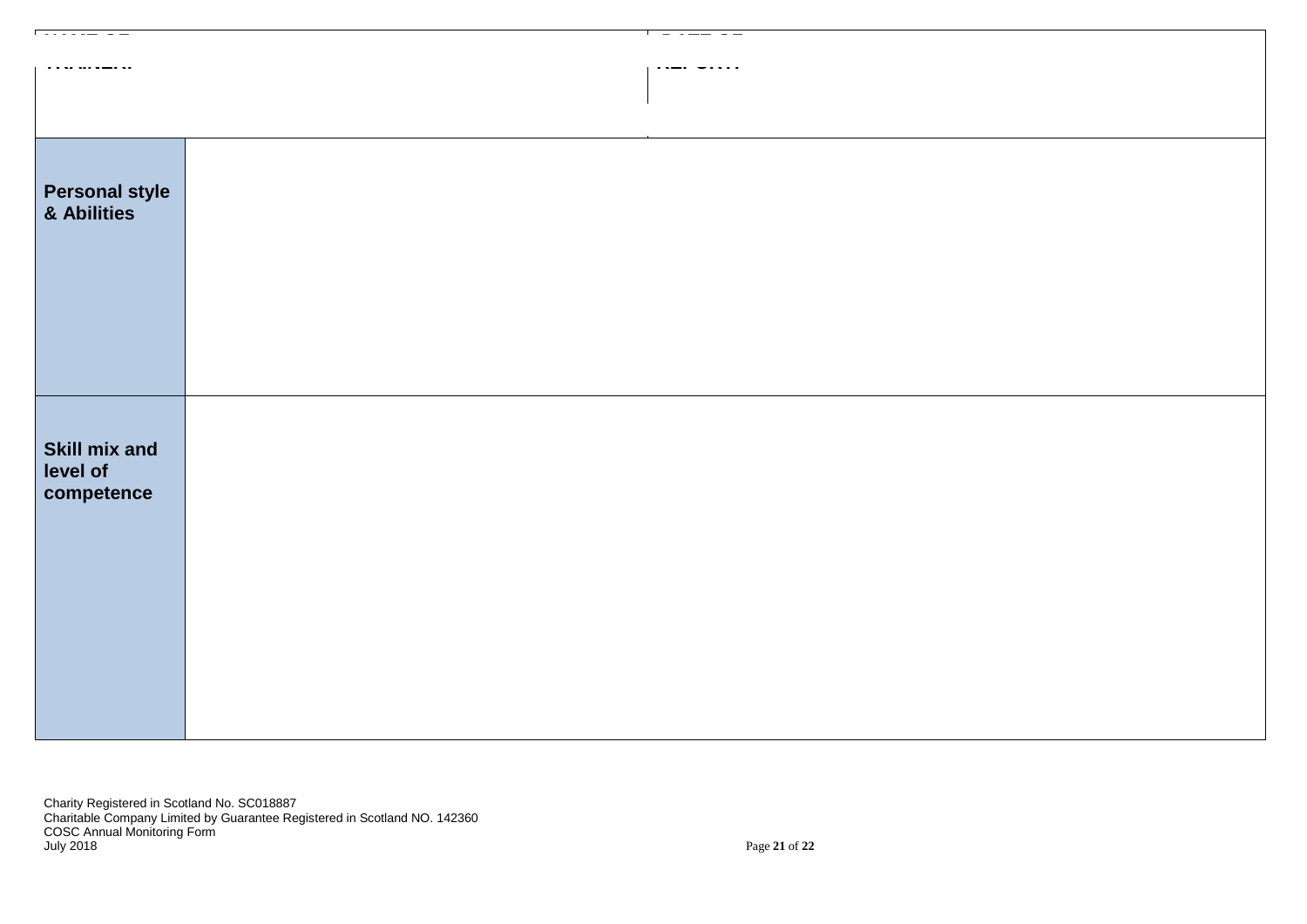| NAME OF TRAINER: | | DATE OF REPORT: |
|---|---|---|
| **Personal style & Abilities** | | |
| **Skill mix and level of competence** | | |

Charity Registered in Scotland No. SC018887
Charitable Company Limited by Guarantee Registered in Scotland NO. 142360
COSC Annual Monitoring Form
July 2018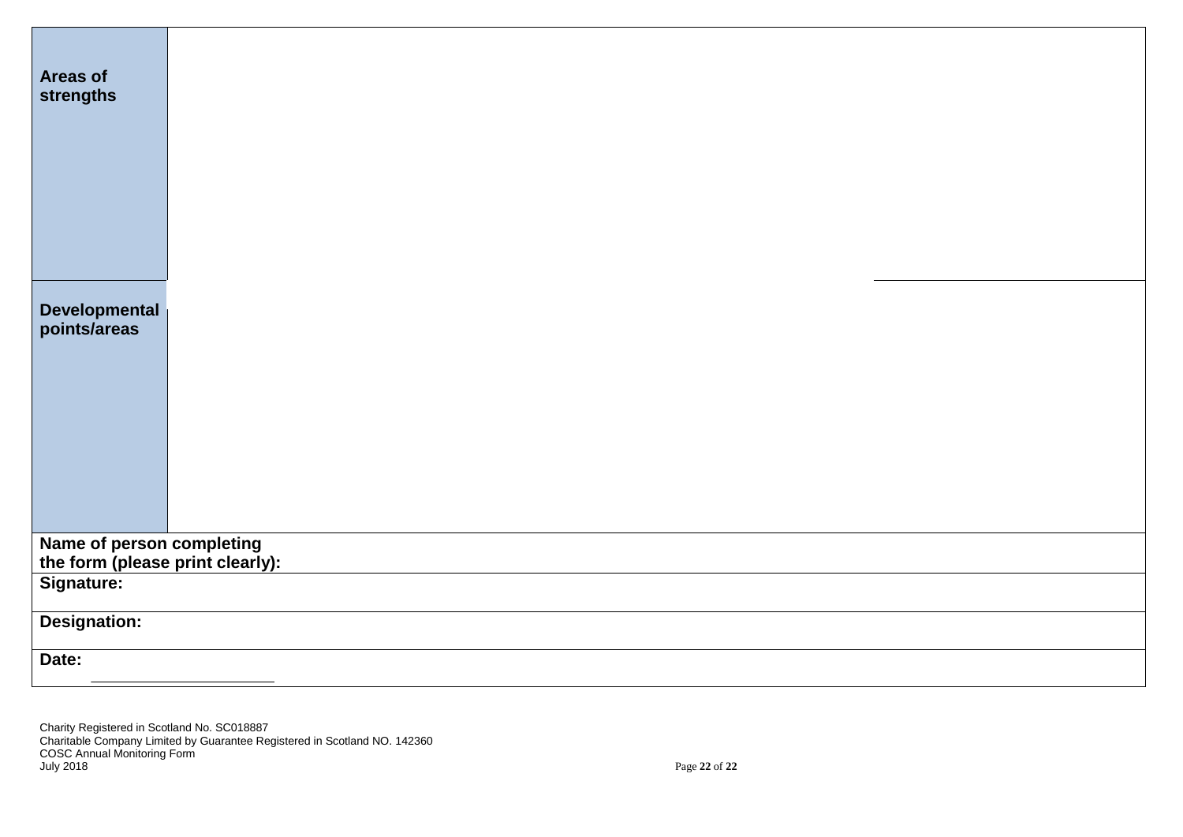| | |
|---|---|
| **Areas of strengths** | |
| **Developmental points/areas** | |
| **Name of person completing the form (please print clearly):** | |
| **Signature:** | |
| **Designation:** | |
| **Date:** | |

Charity Registered in Scotland No. SC018887
Charitable Company Limited by Guarantee Registered in Scotland NO. 142360
COSC Annual Monitoring Form
July 2018